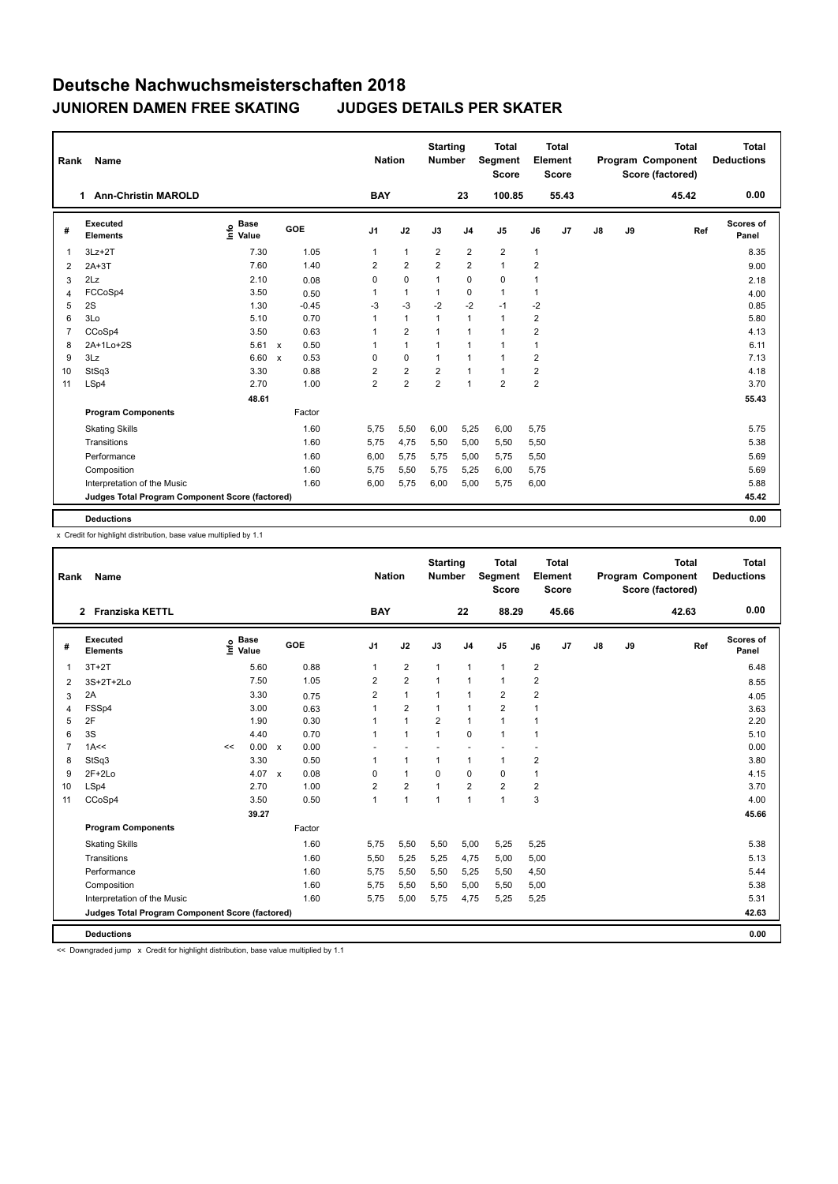# Deutsche Nachwuchsmeisterschaften 2018

## JUNIOREN DAMEN FREE SKATING JUDGES DETAILS PER SKATER

| Rank | Name | Nation | Starting Number | Total Segment Score | Total Element Score | Total Program Component Score (factored) | Total Deductions |
|---|---|---|---|---|---|---|---|
| 1 | Ann-Christin MAROLD | BAY | 23 | 100.85 | 55.43 | 45.42 | 0.00 |

| # | Executed Elements | Info | Base Value | | GOE | J1 | J2 | J3 | J4 | J5 | J6 | J7 | J8 | J9 | Ref | Scores of Panel |
|---|---|---|---|---|---|---|---|---|---|---|---|---|---|---|---|---|
| 1 | 3Lz+2T | | 7.30 | | 1.05 | 1 | 1 | 2 | 2 | 2 | 1 | | | | | 8.35 |
| 2 | 2A+3T | | 7.60 | | 1.40 | 2 | 2 | 2 | 2 | 1 | 2 | | | | | 9.00 |
| 3 | 2Lz | | 2.10 | | 0.08 | 0 | 0 | 1 | 0 | 0 | 1 | | | | | 2.18 |
| 4 | FCCoSp4 | | 3.50 | | 0.50 | 1 | 1 | 1 | 0 | 1 | 1 | | | | | 4.00 |
| 5 | 2S | | 1.30 | | -0.45 | -3 | -3 | -2 | -2 | -1 | -2 | | | | | 0.85 |
| 6 | 3Lo | | 5.10 | | 0.70 | 1 | 1 | 1 | 1 | 1 | 2 | | | | | 5.80 |
| 7 | CCoSp4 | | 3.50 | | 0.63 | 1 | 2 | 1 | 1 | 1 | 2 | | | | | 4.13 |
| 8 | 2A+1Lo+2S | | 5.61 | x | 0.50 | 1 | 1 | 1 | 1 | 1 | 1 | | | | | 6.11 |
| 9 | 3Lz | | 6.60 | x | 0.53 | 0 | 0 | 1 | 1 | 1 | 2 | | | | | 7.13 |
| 10 | StSq3 | | 3.30 | | 0.88 | 2 | 2 | 2 | 1 | 1 | 2 | | | | | 4.18 |
| 11 | LSp4 | | 2.70 | | 1.00 | 2 | 2 | 2 | 1 | 2 | 2 | | | | | 3.70 |
| | | | 48.61 | | | | | | | | | | | | | 55.43 |
| | **Program Components** | | | | Factor | | | | | | | | | | | |
| | Skating Skills | | | | 1.60 | 5,75 | 5,50 | 6,00 | 5,25 | 6,00 | 5,75 | | | | | 5.75 |
| | Transitions | | | | 1.60 | 5,75 | 4,75 | 5,50 | 5,00 | 5,50 | 5,50 | | | | | 5.38 |
| | Performance | | | | 1.60 | 6,00 | 5,75 | 5,75 | 5,00 | 5,75 | 5,50 | | | | | 5.69 |
| | Composition | | | | 1.60 | 5,75 | 5,50 | 5,75 | 5,25 | 6,00 | 5,75 | | | | | 5.69 |
| | Interpretation of the Music | | | | 1.60 | 6,00 | 5,75 | 6,00 | 5,00 | 5,75 | 6,00 | | | | | 5.88 |
| | **Judges Total Program Component Score (factored)** | | | | | | | | | | | | | | | 45.42 |
| | **Deductions** | | | | | | | | | | | | | | | 0.00 |

x Credit for highlight distribution, base value multiplied by 1.1

| Rank | Name | Nation | Starting Number | Total Segment Score | Total Element Score | Total Program Component Score (factored) | Total Deductions |
|---|---|---|---|---|---|---|---|
| 2 | Franziska KETTL | BAY | 22 | 88.29 | 45.66 | 42.63 | 0.00 |

| # | Executed Elements | Info | Base Value | | GOE | J1 | J2 | J3 | J4 | J5 | J6 | J7 | J8 | J9 | Ref | Scores of Panel |
|---|---|---|---|---|---|---|---|---|---|---|---|---|---|---|---|---|
| 1 | 3T+2T | | 5.60 | | 0.88 | 1 | 2 | 1 | 1 | 1 | 2 | | | | | 6.48 |
| 2 | 3S+2T+2Lo | | 7.50 | | 1.05 | 2 | 2 | 1 | 1 | 1 | 2 | | | | | 8.55 |
| 3 | 2A | | 3.30 | | 0.75 | 2 | 1 | 1 | 1 | 2 | 2 | | | | | 4.05 |
| 4 | FSSp4 | | 3.00 | | 0.63 | 1 | 2 | 1 | 1 | 2 | 1 | | | | | 3.63 |
| 5 | 2F | | 1.90 | | 0.30 | 1 | 1 | 2 | 1 | 1 | 1 | | | | | 2.20 |
| 6 | 3S | | 4.40 | | 0.70 | 1 | 1 | 1 | 0 | 1 | 1 | | | | | 5.10 |
| 7 | 1A<< | << | 0.00 | x | 0.00 | - | - | - | - | - | - | | | | | 0.00 |
| 8 | StSq3 | | 3.30 | | 0.50 | 1 | 1 | 1 | 1 | 1 | 2 | | | | | 3.80 |
| 9 | 2F+2Lo | | 4.07 | x | 0.08 | 0 | 1 | 0 | 0 | 0 | 1 | | | | | 4.15 |
| 10 | LSp4 | | 2.70 | | 1.00 | 2 | 2 | 1 | 2 | 2 | 2 | | | | | 3.70 |
| 11 | CCoSp4 | | 3.50 | | 0.50 | 1 | 1 | 1 | 1 | 1 | 3 | | | | | 4.00 |
| | | | 39.27 | | | | | | | | | | | | | 45.66 |
| | **Program Components** | | | | Factor | | | | | | | | | | | |
| | Skating Skills | | | | 1.60 | 5,75 | 5,50 | 5,50 | 5,00 | 5,25 | 5,25 | | | | | 5.38 |
| | Transitions | | | | 1.60 | 5,50 | 5,25 | 5,25 | 4,75 | 5,00 | 5,00 | | | | | 5.13 |
| | Performance | | | | 1.60 | 5,75 | 5,50 | 5,50 | 5,25 | 5,50 | 4,50 | | | | | 5.44 |
| | Composition | | | | 1.60 | 5,75 | 5,50 | 5,50 | 5,00 | 5,50 | 5,00 | | | | | 5.38 |
| | Interpretation of the Music | | | | 1.60 | 5,75 | 5,00 | 5,75 | 4,75 | 5,25 | 5,25 | | | | | 5.31 |
| | **Judges Total Program Component Score (factored)** | | | | | | | | | | | | | | | 42.63 |
| | **Deductions** | | | | | | | | | | | | | | | 0.00 |

<< Downgraded jump x Credit for highlight distribution, base value multiplied by 1.1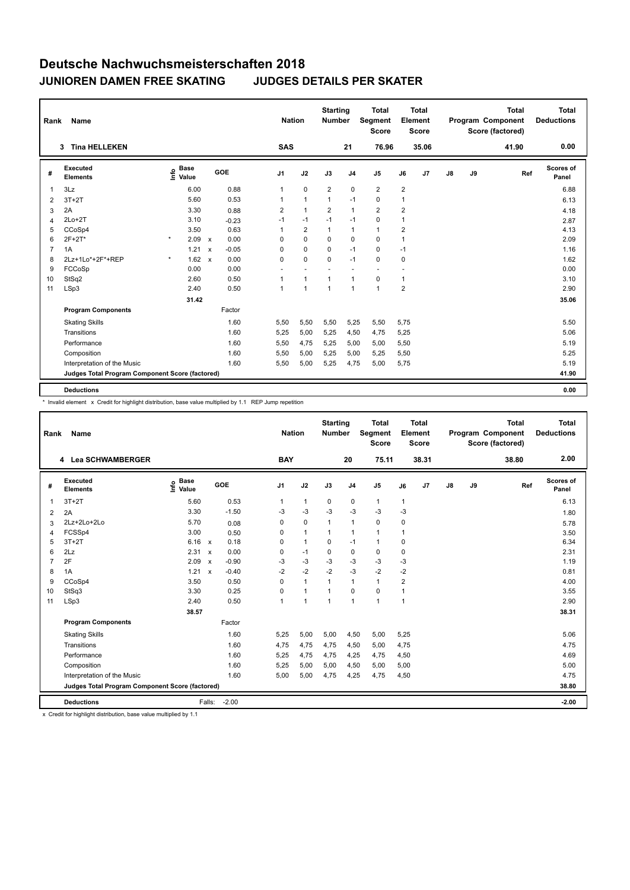# Deutsche Nachwuchsmeisterschaften 2018

## JUNIOREN DAMEN FREE SKATING    JUDGES DETAILS PER SKATER

| Rank | Name | Nation | Starting Number | Total Segment Score | Total Element Score | Total Program Component Score (factored) | Total Deductions |
|---|---|---|---|---|---|---|---|
| 3 | Tina HELLEKEN | SAS | 21 | 76.96 | 35.06 | 41.90 | 0.00 |

| # | Executed Elements | Info | Base Value | | GOE | J1 | J2 | J3 | J4 | J5 | J6 | J7 | J8 | J9 | Ref | Scores of Panel |
|---|---|---|---|---|---|---|---|---|---|---|---|---|---|---|---|---|
| 1 | 3Lz | | 6.00 | | 0.88 | 1 | 0 | 2 | 0 | 2 | 2 | | | | | 6.88 |
| 2 | 3T+2T | | 5.60 | | 0.53 | 1 | 1 | 1 | -1 | 0 | 1 | | | | | 6.13 |
| 3 | 2A | | 3.30 | | 0.88 | 2 | 1 | 2 | 1 | 2 | 2 | | | | | 4.18 |
| 4 | 2Lo+2T | | 3.10 | | -0.23 | -1 | -1 | -1 | -1 | 0 | 1 | | | | | 2.87 |
| 5 | CCoSp4 | | 3.50 | | 0.63 | 1 | 2 | 1 | 1 | 1 | 2 | | | | | 4.13 |
| 6 | 2F+2T* | * | 2.09 | x | 0.00 | 0 | 0 | 0 | 0 | 0 | 1 | | | | | 2.09 |
| 7 | 1A | | 1.21 | x | -0.05 | 0 | 0 | 0 | -1 | 0 | -1 | | | | | 1.16 |
| 8 | 2Lz+1Lo*+2F*+REP | * | 1.62 | x | 0.00 | 0 | 0 | 0 | -1 | 0 | 0 | | | | | 1.62 |
| 9 | FCCoSp | | 0.00 | | 0.00 | - | - | - | - | - | - | | | | | 0.00 |
| 10 | StSq2 | | 2.60 | | 0.50 | 1 | 1 | 1 | 1 | 0 | 1 | | | | | 3.10 |
| 11 | LSp3 | | 2.40 | | 0.50 | 1 | 1 | 1 | 1 | 1 | 2 | | | | | 2.90 |
| | | | 31.42 | | | | | | | | | | | | | 35.06 |
| | **Program Components** | | | | Factor | | | | | | | | | | | |
| | Skating Skills | | | | 1.60 | 5,50 | 5,50 | 5,50 | 5,25 | 5,50 | 5,75 | | | | | 5.50 |
| | Transitions | | | | 1.60 | 5,25 | 5,00 | 5,25 | 4,50 | 4,75 | 5,25 | | | | | 5.06 |
| | Performance | | | | 1.60 | 5,50 | 4,75 | 5,25 | 5,00 | 5,00 | 5,50 | | | | | 5.19 |
| | Composition | | | | 1.60 | 5,50 | 5,00 | 5,25 | 5,00 | 5,25 | 5,50 | | | | | 5.25 |
| | Interpretation of the Music | | | | 1.60 | 5,50 | 5,00 | 5,25 | 4,75 | 5,00 | 5,75 | | | | | 5.19 |
| | **Judges Total Program Component Score (factored)** | | | | | | | | | | | | | | | 41.90 |
| | **Deductions** | | | | | | | | | | | | | | | 0.00 |

\* Invalid element x Credit for highlight distribution, base value multiplied by 1.1 REP Jump repetition

| Rank | Name | Nation | Starting Number | Total Segment Score | Total Element Score | Total Program Component Score (factored) | Total Deductions |
|---|---|---|---|---|---|---|---|
| 4 | Lea SCHWAMBERGER | BAY | 20 | 75.11 | 38.31 | 38.80 | 2.00 |

| # | Executed Elements | Info | Base Value | | GOE | J1 | J2 | J3 | J4 | J5 | J6 | J7 | J8 | J9 | Ref | Scores of Panel |
|---|---|---|---|---|---|---|---|---|---|---|---|---|---|---|---|---|
| 1 | 3T+2T | | 5.60 | | 0.53 | 1 | 1 | 0 | 0 | 1 | 1 | | | | | 6.13 |
| 2 | 2A | | 3.30 | | -1.50 | -3 | -3 | -3 | -3 | -3 | -3 | | | | | 1.80 |
| 3 | 2Lz+2Lo+2Lo | | 5.70 | | 0.08 | 0 | 0 | 1 | 1 | 0 | 0 | | | | | 5.78 |
| 4 | FCSSp4 | | 3.00 | | 0.50 | 0 | 1 | 1 | 1 | 1 | 1 | | | | | 3.50 |
| 5 | 3T+2T | | 6.16 | x | 0.18 | 0 | 1 | 0 | -1 | 1 | 0 | | | | | 6.34 |
| 6 | 2Lz | | 2.31 | x | 0.00 | 0 | -1 | 0 | 0 | 0 | 0 | | | | | 2.31 |
| 7 | 2F | | 2.09 | x | -0.90 | -3 | -3 | -3 | -3 | -3 | -3 | | | | | 1.19 |
| 8 | 1A | | 1.21 | x | -0.40 | -2 | -2 | -2 | -3 | -2 | -2 | | | | | 0.81 |
| 9 | CCoSp4 | | 3.50 | | 0.50 | 0 | 1 | 1 | 1 | 1 | 2 | | | | | 4.00 |
| 10 | StSq3 | | 3.30 | | 0.25 | 0 | 1 | 1 | 0 | 0 | 1 | | | | | 3.55 |
| 11 | LSp3 | | 2.40 | | 0.50 | 1 | 1 | 1 | 1 | 1 | 1 | | | | | 2.90 |
| | | | 38.57 | | | | | | | | | | | | | 38.31 |
| | **Program Components** | | | | Factor | | | | | | | | | | | |
| | Skating Skills | | | | 1.60 | 5,25 | 5,00 | 5,00 | 4,50 | 5,00 | 5,25 | | | | | 5.06 |
| | Transitions | | | | 1.60 | 4,75 | 4,75 | 4,75 | 4,50 | 5,00 | 4,75 | | | | | 4.75 |
| | Performance | | | | 1.60 | 5,25 | 4,75 | 4,75 | 4,25 | 4,75 | 4,50 | | | | | 4.69 |
| | Composition | | | | 1.60 | 5,25 | 5,00 | 5,00 | 4,50 | 5,00 | 5,00 | | | | | 5.00 |
| | Interpretation of the Music | | | | 1.60 | 5,00 | 5,00 | 4,75 | 4,25 | 4,75 | 4,50 | | | | | 4.75 |
| | **Judges Total Program Component Score (factored)** | | | | | | | | | | | | | | | 38.80 |
| | **Deductions** | | | Falls: | -2.00 | | | | | | | | | | | -2.00 |

x Credit for highlight distribution, base value multiplied by 1.1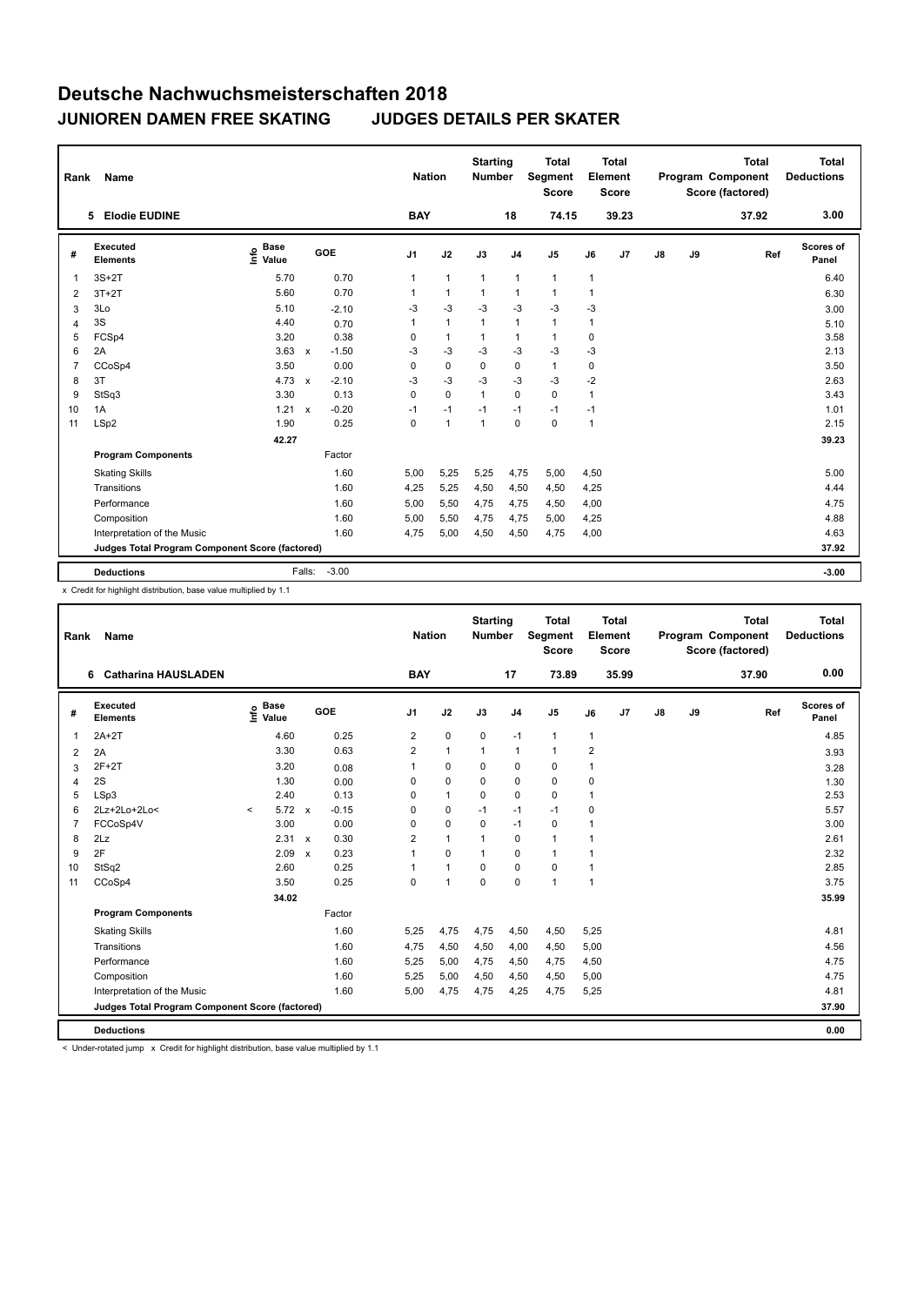# Deutsche Nachwuchsmeisterschaften 2018

## JUNIOREN DAMEN FREE SKATING    JUDGES DETAILS PER SKATER

| Rank | Name | Nation | Starting Number | Total Segment Score | Total Element Score | Total Program Component Score (factored) | Total Deductions |
|---|---|---|---|---|---|---|---|
| 5 | Elodie EUDINE | BAY | 18 | 74.15 | 39.23 | 37.92 | 3.00 |

| # | Executed Elements | Info | Base Value | | GOE | J1 | J2 | J3 | J4 | J5 | J6 | J7 | J8 | J9 | Ref | Scores of Panel |
|---|---|---|---|---|---|---|---|---|---|---|---|---|---|---|---|---|
| 1 | 3S+2T | | 5.70 | | 0.70 | 1 | 1 | 1 | 1 | 1 | 1 | | | | | 6.40 |
| 2 | 3T+2T | | 5.60 | | 0.70 | 1 | 1 | 1 | 1 | 1 | 1 | | | | | 6.30 |
| 3 | 3Lo | | 5.10 | | -2.10 | -3 | -3 | -3 | -3 | -3 | -3 | | | | | 3.00 |
| 4 | 3S | | 4.40 | | 0.70 | 1 | 1 | 1 | 1 | 1 | 1 | | | | | 5.10 |
| 5 | FCSp4 | | 3.20 | | 0.38 | 0 | 1 | 1 | 1 | 1 | 0 | | | | | 3.58 |
| 6 | 2A | | 3.63 | x | -1.50 | -3 | -3 | -3 | -3 | -3 | -3 | | | | | 2.13 |
| 7 | CCoSp4 | | 3.50 | | 0.00 | 0 | 0 | 0 | 0 | 1 | 0 | | | | | 3.50 |
| 8 | 3T | | 4.73 | x | -2.10 | -3 | -3 | -3 | -3 | -3 | -2 | | | | | 2.63 |
| 9 | StSq3 | | 3.30 | | 0.13 | 0 | 0 | 1 | 0 | 0 | 1 | | | | | 3.43 |
| 10 | 1A | | 1.21 | x | -0.20 | -1 | -1 | -1 | -1 | -1 | -1 | | | | | 1.01 |
| 11 | LSp2 | | 1.90 | | 0.25 | 0 | 1 | 1 | 0 | 0 | 1 | | | | | 2.15 |
| | | | 42.27 | | | | | | | | | | | | | 39.23 |
| | **Program Components** | | | | Factor | | | | | | | | | | | |
| | Skating Skills | | | | 1.60 | 5,00 | 5,25 | 5,25 | 4,75 | 5,00 | 4,50 | | | | | 5.00 |
| | Transitions | | | | 1.60 | 4,25 | 5,25 | 4,50 | 4,50 | 4,50 | 4,25 | | | | | 4.44 |
| | Performance | | | | 1.60 | 5,00 | 5,50 | 4,75 | 4,75 | 4,50 | 4,00 | | | | | 4.75 |
| | Composition | | | | 1.60 | 5,00 | 5,50 | 4,75 | 4,75 | 5,00 | 4,25 | | | | | 4.88 |
| | Interpretation of the Music | | | | 1.60 | 4,75 | 5,00 | 4,50 | 4,50 | 4,75 | 4,00 | | | | | 4.63 |
| | **Judges Total Program Component Score (factored)** | | | | | | | | | | | | | | | 37.92 |
| | **Deductions** | | | Falls: | -3.00 | | | | | | | | | | | -3.00 |

x Credit for highlight distribution, base value multiplied by 1.1

| Rank | Name | Nation | Starting Number | Total Segment Score | Total Element Score | Total Program Component Score (factored) | Total Deductions |
|---|---|---|---|---|---|---|---|
| 6 | Catharina HAUSLADEN | BAY | 17 | 73.89 | 35.99 | 37.90 | 0.00 |

| # | Executed Elements | Info | Base Value | | GOE | J1 | J2 | J3 | J4 | J5 | J6 | J7 | J8 | J9 | Ref | Scores of Panel |
|---|---|---|---|---|---|---|---|---|---|---|---|---|---|---|---|---|
| 1 | 2A+2T | | 4.60 | | 0.25 | 2 | 0 | 0 | -1 | 1 | 1 | | | | | 4.85 |
| 2 | 2A | | 3.30 | | 0.63 | 2 | 1 | 1 | 1 | 1 | 2 | | | | | 3.93 |
| 3 | 2F+2T | | 3.20 | | 0.08 | 1 | 0 | 0 | 0 | 0 | 1 | | | | | 3.28 |
| 4 | 2S | | 1.30 | | 0.00 | 0 | 0 | 0 | 0 | 0 | 0 | | | | | 1.30 |
| 5 | LSp3 | | 2.40 | | 0.13 | 0 | 1 | 0 | 0 | 0 | 1 | | | | | 2.53 |
| 6 | 2Lz+2Lo+2Lo< | < | 5.72 | x | -0.15 | 0 | 0 | -1 | -1 | -1 | 0 | | | | | 5.57 |
| 7 | FCCoSp4V | | 3.00 | | 0.00 | 0 | 0 | 0 | -1 | 0 | 1 | | | | | 3.00 |
| 8 | 2Lz | | 2.31 | x | 0.30 | 2 | 1 | 1 | 0 | 1 | 1 | | | | | 2.61 |
| 9 | 2F | | 2.09 | x | 0.23 | 1 | 0 | 1 | 0 | 1 | 1 | | | | | 2.32 |
| 10 | StSq2 | | 2.60 | | 0.25 | 1 | 1 | 0 | 0 | 0 | 1 | | | | | 2.85 |
| 11 | CCoSp4 | | 3.50 | | 0.25 | 0 | 1 | 0 | 0 | 1 | 1 | | | | | 3.75 |
| | | | 34.02 | | | | | | | | | | | | | 35.99 |
| | **Program Components** | | | | Factor | | | | | | | | | | | |
| | Skating Skills | | | | 1.60 | 5,25 | 4,75 | 4,75 | 4,50 | 4,50 | 5,25 | | | | | 4.81 |
| | Transitions | | | | 1.60 | 4,75 | 4,50 | 4,50 | 4,00 | 4,50 | 5,00 | | | | | 4.56 |
| | Performance | | | | 1.60 | 5,25 | 5,00 | 4,75 | 4,50 | 4,75 | 4,50 | | | | | 4.75 |
| | Composition | | | | 1.60 | 5,25 | 5,00 | 4,50 | 4,50 | 4,50 | 5,00 | | | | | 4.75 |
| | Interpretation of the Music | | | | 1.60 | 5,00 | 4,75 | 4,75 | 4,25 | 4,75 | 5,25 | | | | | 4.81 |
| | **Judges Total Program Component Score (factored)** | | | | | | | | | | | | | | | 37.90 |
| | **Deductions** | | | | | | | | | | | | | | | 0.00 |

< Under-rotated jump x Credit for highlight distribution, base value multiplied by 1.1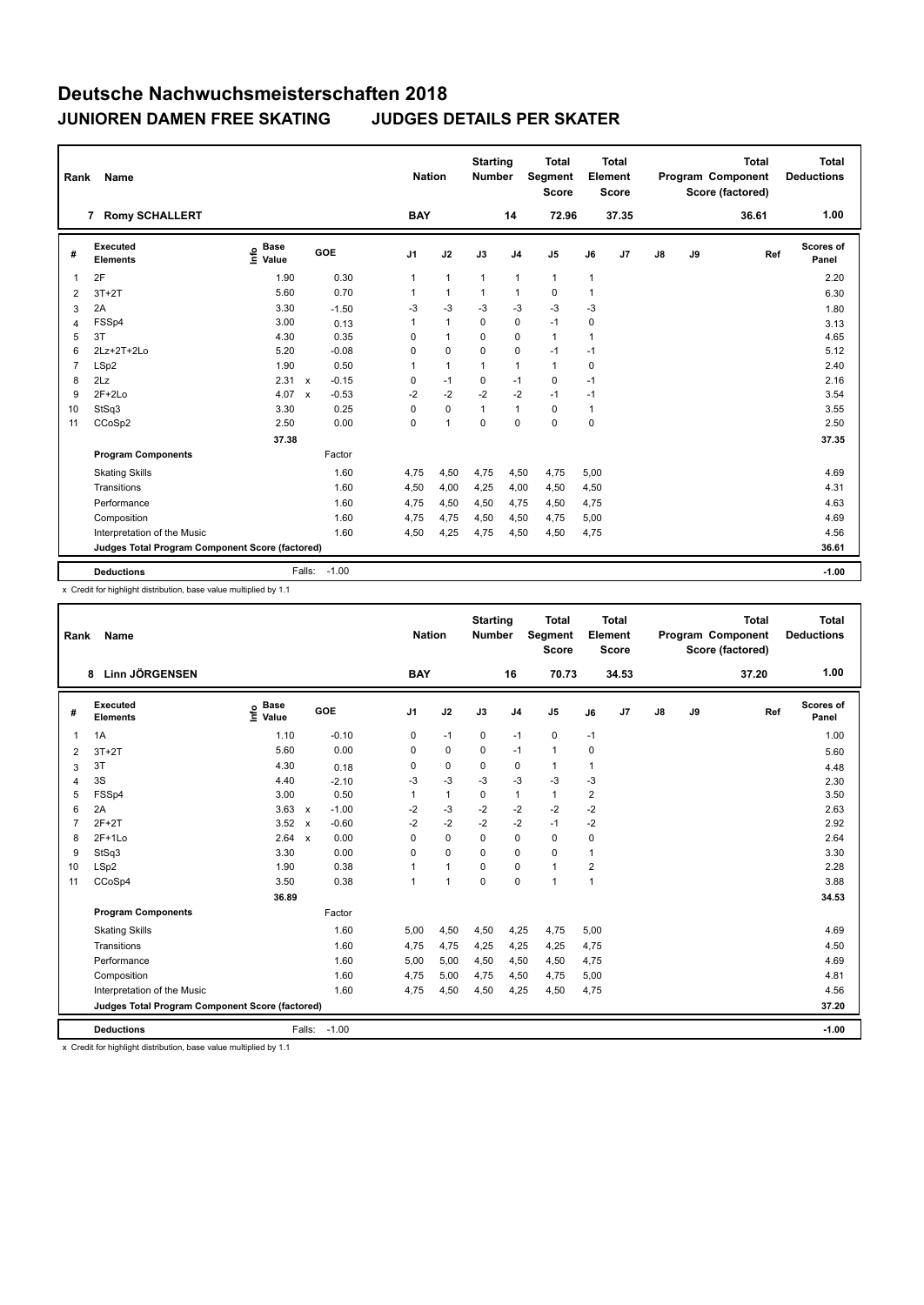# Deutsche Nachwuchsmeisterschaften 2018

## JUNIOREN DAMEN FREE SKATING — JUDGES DETAILS PER SKATER

| Rank | Name | Nation | Starting Number | Total Segment Score | Total Element Score | Total Program Component Score (factored) | Total Deductions |
|---|---|---|---|---|---|---|---|
| 7 | Romy SCHALLERT | BAY | 14 | 72.96 | 37.35 | 36.61 | 1.00 |

| # | Executed Elements | Info | Base Value | | GOE | J1 | J2 | J3 | J4 | J5 | J6 | J7 | J8 | J9 | Ref | Scores of Panel |
|---|---|---|---|---|---|---|---|---|---|---|---|---|---|---|---|---|
| 1 | 2F | | 1.90 | | 0.30 | 1 | 1 | 1 | 1 | 1 | 1 | | | | | 2.20 |
| 2 | 3T+2T | | 5.60 | | 0.70 | 1 | 1 | 1 | 1 | 0 | 1 | | | | | 6.30 |
| 3 | 2A | | 3.30 | | -1.50 | -3 | -3 | -3 | -3 | -3 | -3 | | | | | 1.80 |
| 4 | FSSp4 | | 3.00 | | 0.13 | 1 | 1 | 0 | 0 | -1 | 0 | | | | | 3.13 |
| 5 | 3T | | 4.30 | | 0.35 | 0 | 1 | 0 | 0 | 1 | 1 | | | | | 4.65 |
| 6 | 2Lz+2T+2Lo | | 5.20 | | -0.08 | 0 | 0 | 0 | 0 | -1 | -1 | | | | | 5.12 |
| 7 | LSp2 | | 1.90 | | 0.50 | 1 | 1 | 1 | 1 | 1 | 0 | | | | | 2.40 |
| 8 | 2Lz | | 2.31 | x | -0.15 | 0 | -1 | 0 | -1 | 0 | -1 | | | | | 2.16 |
| 9 | 2F+2Lo | | 4.07 | x | -0.53 | -2 | -2 | -2 | -2 | -1 | -1 | | | | | 3.54 |
| 10 | StSq3 | | 3.30 | | 0.25 | 0 | 0 | 1 | 1 | 0 | 1 | | | | | 3.55 |
| 11 | CCoSp2 | | 2.50 | | 0.00 | 0 | 1 | 0 | 0 | 0 | 0 | | | | | 2.50 |
| | | | 37.38 | | | | | | | | | | | | | 37.35 |
| | **Program Components** | | | | Factor | | | | | | | | | | | |
| | Skating Skills | | | | 1.60 | 4,75 | 4,50 | 4,75 | 4,50 | 4,75 | 5,00 | | | | | 4.69 |
| | Transitions | | | | 1.60 | 4,50 | 4,00 | 4,25 | 4,00 | 4,50 | 4,50 | | | | | 4.31 |
| | Performance | | | | 1.60 | 4,75 | 4,50 | 4,50 | 4,75 | 4,50 | 4,75 | | | | | 4.63 |
| | Composition | | | | 1.60 | 4,75 | 4,75 | 4,50 | 4,50 | 4,75 | 5,00 | | | | | 4.69 |
| | Interpretation of the Music | | | | 1.60 | 4,50 | 4,25 | 4,75 | 4,50 | 4,50 | 4,75 | | | | | 4.56 |
| | **Judges Total Program Component Score (factored)** | | | | | | | | | | | | | | | 36.61 |
| | **Deductions** | | Falls: | | -1.00 | | | | | | | | | | | -1.00 |

x Credit for highlight distribution, base value multiplied by 1.1

| Rank | Name | Nation | Starting Number | Total Segment Score | Total Element Score | Total Program Component Score (factored) | Total Deductions |
|---|---|---|---|---|---|---|---|
| 8 | Linn JÖRGENSEN | BAY | 16 | 70.73 | 34.53 | 37.20 | 1.00 |

| # | Executed Elements | Info | Base Value | | GOE | J1 | J2 | J3 | J4 | J5 | J6 | J7 | J8 | J9 | Ref | Scores of Panel |
|---|---|---|---|---|---|---|---|---|---|---|---|---|---|---|---|---|
| 1 | 1A | | 1.10 | | -0.10 | 0 | -1 | 0 | -1 | 0 | -1 | | | | | 1.00 |
| 2 | 3T+2T | | 5.60 | | 0.00 | 0 | 0 | 0 | -1 | 1 | 0 | | | | | 5.60 |
| 3 | 3T | | 4.30 | | 0.18 | 0 | 0 | 0 | 0 | 1 | 1 | | | | | 4.48 |
| 4 | 3S | | 4.40 | | -2.10 | -3 | -3 | -3 | -3 | -3 | -3 | | | | | 2.30 |
| 5 | FSSp4 | | 3.00 | | 0.50 | 1 | 1 | 0 | 1 | 1 | 2 | | | | | 3.50 |
| 6 | 2A | | 3.63 | x | -1.00 | -2 | -3 | -2 | -2 | -2 | -2 | | | | | 2.63 |
| 7 | 2F+2T | | 3.52 | x | -0.60 | -2 | -2 | -2 | -2 | -1 | -2 | | | | | 2.92 |
| 8 | 2F+1Lo | | 2.64 | x | 0.00 | 0 | 0 | 0 | 0 | 0 | 0 | | | | | 2.64 |
| 9 | StSq3 | | 3.30 | | 0.00 | 0 | 0 | 0 | 0 | 0 | 1 | | | | | 3.30 |
| 10 | LSp2 | | 1.90 | | 0.38 | 1 | 1 | 0 | 0 | 1 | 2 | | | | | 2.28 |
| 11 | CCoSp4 | | 3.50 | | 0.38 | 1 | 1 | 0 | 0 | 1 | 1 | | | | | 3.88 |
| | | | 36.89 | | | | | | | | | | | | | 34.53 |
| | **Program Components** | | | | Factor | | | | | | | | | | | |
| | Skating Skills | | | | 1.60 | 5,00 | 4,50 | 4,50 | 4,25 | 4,75 | 5,00 | | | | | 4.69 |
| | Transitions | | | | 1.60 | 4,75 | 4,75 | 4,25 | 4,25 | 4,25 | 4,75 | | | | | 4.50 |
| | Performance | | | | 1.60 | 5,00 | 5,00 | 4,50 | 4,50 | 4,50 | 4,75 | | | | | 4.69 |
| | Composition | | | | 1.60 | 4,75 | 5,00 | 4,75 | 4,50 | 4,75 | 5,00 | | | | | 4.81 |
| | Interpretation of the Music | | | | 1.60 | 4,75 | 4,50 | 4,50 | 4,25 | 4,50 | 4,75 | | | | | 4.56 |
| | **Judges Total Program Component Score (factored)** | | | | | | | | | | | | | | | 37.20 |
| | **Deductions** | | Falls: | | -1.00 | | | | | | | | | | | -1.00 |

x Credit for highlight distribution, base value multiplied by 1.1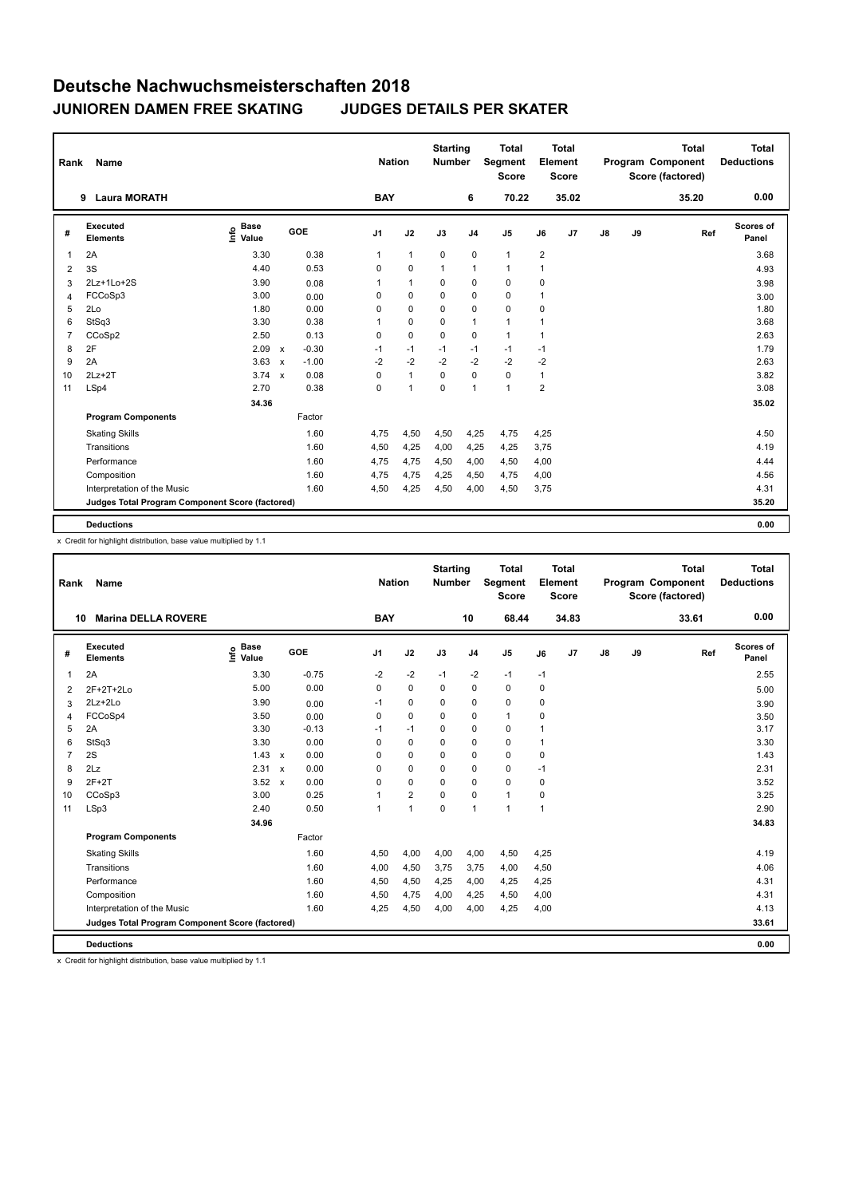# Deutsche Nachwuchsmeisterschaften 2018

## JUNIOREN DAMEN FREE SKATING — JUDGES DETAILS PER SKATER

| Rank | Name | Nation | Starting Number | Total Segment Score | Total Element Score | Total Program Component Score (factored) | Total Deductions |
|---|---|---|---|---|---|---|---|
| 9 | Laura MORATH | BAY | 6 | 70.22 | 35.02 | 35.20 | 0.00 |

| # | Executed Elements | Info | Base Value | | GOE | J1 | J2 | J3 | J4 | J5 | J6 | J7 | J8 | J9 | Ref | Scores of Panel |
|---|---|---|---|---|---|---|---|---|---|---|---|---|---|---|---|---|
| 1 | 2A | | 3.30 | | 0.38 | 1 | 1 | 0 | 0 | 1 | 2 | | | | | 3.68 |
| 2 | 3S | | 4.40 | | 0.53 | 0 | 0 | 1 | 1 | 1 | 1 | | | | | 4.93 |
| 3 | 2Lz+1Lo+2S | | 3.90 | | 0.08 | 1 | 1 | 0 | 0 | 0 | 0 | | | | | 3.98 |
| 4 | FCCoSp3 | | 3.00 | | 0.00 | 0 | 0 | 0 | 0 | 0 | 1 | | | | | 3.00 |
| 5 | 2Lo | | 1.80 | | 0.00 | 0 | 0 | 0 | 0 | 0 | 0 | | | | | 1.80 |
| 6 | StSq3 | | 3.30 | | 0.38 | 1 | 0 | 0 | 1 | 1 | 1 | | | | | 3.68 |
| 7 | CCoSp2 | | 2.50 | | 0.13 | 0 | 0 | 0 | 0 | 1 | 1 | | | | | 2.63 |
| 8 | 2F | | 2.09 | x | -0.30 | -1 | -1 | -1 | -1 | -1 | -1 | | | | | 1.79 |
| 9 | 2A | | 3.63 | x | -1.00 | -2 | -2 | -2 | -2 | -2 | -2 | | | | | 2.63 |
| 10 | 2Lz+2T | | 3.74 | x | 0.08 | 0 | 1 | 0 | 0 | 0 | 1 | | | | | 3.82 |
| 11 | LSp4 | | 2.70 | | 0.38 | 0 | 1 | 0 | 1 | 1 | 2 | | | | | 3.08 |
| | | | 34.36 | | | | | | | | | | | | | 35.02 |
| | **Program Components** | | | | Factor | | | | | | | | | | | |
| | Skating Skills | | | | 1.60 | 4,75 | 4,50 | 4,50 | 4,25 | 4,75 | 4,25 | | | | | 4.50 |
| | Transitions | | | | 1.60 | 4,50 | 4,25 | 4,00 | 4,25 | 4,25 | 3,75 | | | | | 4.19 |
| | Performance | | | | 1.60 | 4,75 | 4,75 | 4,50 | 4,00 | 4,50 | 4,00 | | | | | 4.44 |
| | Composition | | | | 1.60 | 4,75 | 4,75 | 4,25 | 4,50 | 4,75 | 4,00 | | | | | 4.56 |
| | Interpretation of the Music | | | | 1.60 | 4,50 | 4,25 | 4,50 | 4,00 | 4,50 | 3,75 | | | | | 4.31 |
| | **Judges Total Program Component Score (factored)** | | | | | | | | | | | | | | | 35.20 |
| | **Deductions** | | | | | | | | | | | | | | | 0.00 |

x Credit for highlight distribution, base value multiplied by 1.1

| Rank | Name | Nation | Starting Number | Total Segment Score | Total Element Score | Total Program Component Score (factored) | Total Deductions |
|---|---|---|---|---|---|---|---|
| 10 | Marina DELLA ROVERE | BAY | 10 | 68.44 | 34.83 | 33.61 | 0.00 |

| # | Executed Elements | Info | Base Value | | GOE | J1 | J2 | J3 | J4 | J5 | J6 | J7 | J8 | J9 | Ref | Scores of Panel |
|---|---|---|---|---|---|---|---|---|---|---|---|---|---|---|---|---|
| 1 | 2A | | 3.30 | | -0.75 | -2 | -2 | -1 | -2 | -1 | -1 | | | | | 2.55 |
| 2 | 2F+2T+2Lo | | 5.00 | | 0.00 | 0 | 0 | 0 | 0 | 0 | 0 | | | | | 5.00 |
| 3 | 2Lz+2Lo | | 3.90 | | 0.00 | -1 | 0 | 0 | 0 | 0 | 0 | | | | | 3.90 |
| 4 | FCCoSp4 | | 3.50 | | 0.00 | 0 | 0 | 0 | 0 | 1 | 0 | | | | | 3.50 |
| 5 | 2A | | 3.30 | | -0.13 | -1 | -1 | 0 | 0 | 0 | 1 | | | | | 3.17 |
| 6 | StSq3 | | 3.30 | | 0.00 | 0 | 0 | 0 | 0 | 0 | 1 | | | | | 3.30 |
| 7 | 2S | | 1.43 | x | 0.00 | 0 | 0 | 0 | 0 | 0 | 0 | | | | | 1.43 |
| 8 | 2Lz | | 2.31 | x | 0.00 | 0 | 0 | 0 | 0 | 0 | -1 | | | | | 2.31 |
| 9 | 2F+2T | | 3.52 | x | 0.00 | 0 | 0 | 0 | 0 | 0 | 0 | | | | | 3.52 |
| 10 | CCoSp3 | | 3.00 | | 0.25 | 1 | 2 | 0 | 0 | 1 | 0 | | | | | 3.25 |
| 11 | LSp3 | | 2.40 | | 0.50 | 1 | 1 | 0 | 1 | 1 | 1 | | | | | 2.90 |
| | | | 34.96 | | | | | | | | | | | | | 34.83 |
| | **Program Components** | | | | Factor | | | | | | | | | | | |
| | Skating Skills | | | | 1.60 | 4,50 | 4,00 | 4,00 | 4,00 | 4,50 | 4,25 | | | | | 4.19 |
| | Transitions | | | | 1.60 | 4,00 | 4,50 | 3,75 | 3,75 | 4,00 | 4,50 | | | | | 4.06 |
| | Performance | | | | 1.60 | 4,50 | 4,50 | 4,25 | 4,00 | 4,25 | 4,25 | | | | | 4.31 |
| | Composition | | | | 1.60 | 4,50 | 4,75 | 4,00 | 4,25 | 4,50 | 4,00 | | | | | 4.31 |
| | Interpretation of the Music | | | | 1.60 | 4,25 | 4,50 | 4,00 | 4,00 | 4,25 | 4,00 | | | | | 4.13 |
| | **Judges Total Program Component Score (factored)** | | | | | | | | | | | | | | | 33.61 |
| | **Deductions** | | | | | | | | | | | | | | | 0.00 |

x Credit for highlight distribution, base value multiplied by 1.1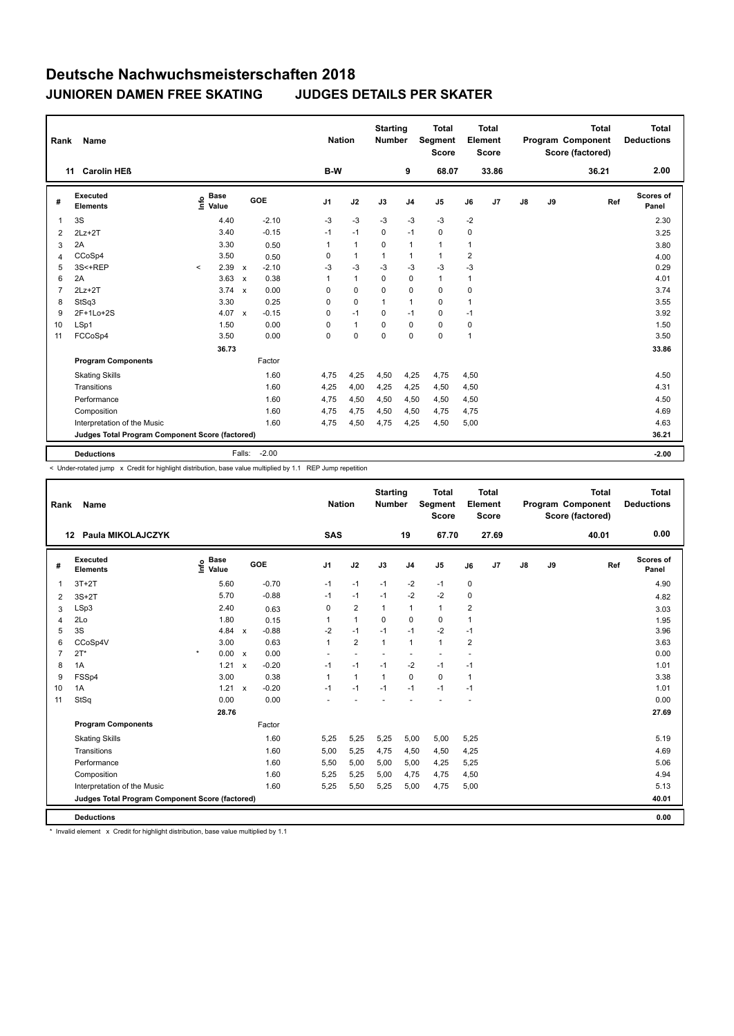# Deutsche Nachwuchsmeisterschaften 2018

## JUNIOREN DAMEN FREE SKATING — JUDGES DETAILS PER SKATER

| Rank | Name | Nation | Starting Number | Total Segment Score | Total Element Score | Total Program Component Score (factored) | Total Deductions |
|---|---|---|---|---|---|---|---|
| 11 | Carolin HEß | B-W | 9 | 68.07 | 33.86 | 36.21 | 2.00 |

| # | Executed Elements | Info | Base Value | | GOE | J1 | J2 | J3 | J4 | J5 | J6 | J7 | J8 | J9 | Ref | Scores of Panel |
|---|---|---|---|---|---|---|---|---|---|---|---|---|---|---|---|---|
| 1 | 3S | | 4.40 | | -2.10 | -3 | -3 | -3 | -3 | -3 | -2 | | | | | 2.30 |
| 2 | 2Lz+2T | | 3.40 | | -0.15 | -1 | -1 | 0 | -1 | 0 | 0 | | | | | 3.25 |
| 3 | 2A | | 3.30 | | 0.50 | 1 | 1 | 0 | 1 | 1 | 1 | | | | | 3.80 |
| 4 | CCoSp4 | | 3.50 | | 0.50 | 0 | 1 | 1 | 1 | 1 | 2 | | | | | 4.00 |
| 5 | 3S<+REP | < | 2.39 | x | -2.10 | -3 | -3 | -3 | -3 | -3 | -3 | | | | | 0.29 |
| 6 | 2A | | 3.63 | x | 0.38 | 1 | 1 | 0 | 0 | 1 | 1 | | | | | 4.01 |
| 7 | 2Lz+2T | | 3.74 | x | 0.00 | 0 | 0 | 0 | 0 | 0 | 0 | | | | | 3.74 |
| 8 | StSq3 | | 3.30 | | 0.25 | 0 | 0 | 1 | 1 | 0 | 1 | | | | | 3.55 |
| 9 | 2F+1Lo+2S | | 4.07 | x | -0.15 | 0 | -1 | 0 | -1 | 0 | -1 | | | | | 3.92 |
| 10 | LSp1 | | 1.50 | | 0.00 | 0 | 1 | 0 | 0 | 0 | 0 | | | | | 1.50 |
| 11 | FCCoSp4 | | 3.50 | | 0.00 | 0 | 0 | 0 | 0 | 0 | 1 | | | | | 3.50 |
| | | | 36.73 | | | | | | | | | | | | | 33.86 |
| | **Program Components** | | | | Factor | | | | | | | | | | | |
| | Skating Skills | | | | 1.60 | 4,75 | 4,25 | 4,50 | 4,25 | 4,75 | 4,50 | | | | | 4.50 |
| | Transitions | | | | 1.60 | 4,25 | 4,00 | 4,25 | 4,25 | 4,50 | 4,50 | | | | | 4.31 |
| | Performance | | | | 1.60 | 4,75 | 4,50 | 4,50 | 4,50 | 4,50 | 4,50 | | | | | 4.50 |
| | Composition | | | | 1.60 | 4,75 | 4,75 | 4,50 | 4,50 | 4,75 | 4,75 | | | | | 4.69 |
| | Interpretation of the Music | | | | 1.60 | 4,75 | 4,50 | 4,75 | 4,25 | 4,50 | 5,00 | | | | | 4.63 |
| | **Judges Total Program Component Score (factored)** | | | | | | | | | | | | | | | 36.21 |
| | **Deductions** | | | Falls: | -2.00 | | | | | | | | | | | -2.00 |

< Under-rotated jump x Credit for highlight distribution, base value multiplied by 1.1 REP Jump repetition

| Rank | Name | Nation | Starting Number | Total Segment Score | Total Element Score | Total Program Component Score (factored) | Total Deductions |
|---|---|---|---|---|---|---|---|
| 12 | Paula MIKOLAJCZYK | SAS | 19 | 67.70 | 27.69 | 40.01 | 0.00 |

| # | Executed Elements | Info | Base Value | | GOE | J1 | J2 | J3 | J4 | J5 | J6 | J7 | J8 | J9 | Ref | Scores of Panel |
|---|---|---|---|---|---|---|---|---|---|---|---|---|---|---|---|---|
| 1 | 3T+2T | | 5.60 | | -0.70 | -1 | -1 | -1 | -2 | -1 | 0 | | | | | 4.90 |
| 2 | 3S+2T | | 5.70 | | -0.88 | -1 | -1 | -1 | -2 | -2 | 0 | | | | | 4.82 |
| 3 | LSp3 | | 2.40 | | 0.63 | 0 | 2 | 1 | 1 | 1 | 2 | | | | | 3.03 |
| 4 | 2Lo | | 1.80 | | 0.15 | 1 | 1 | 0 | 0 | 0 | 1 | | | | | 1.95 |
| 5 | 3S | | 4.84 | x | -0.88 | -2 | -1 | -1 | -1 | -2 | -1 | | | | | 3.96 |
| 6 | CCoSp4V | | 3.00 | | 0.63 | 1 | 2 | 1 | 1 | 1 | 2 | | | | | 3.63 |
| 7 | 2T* | * | 0.00 | x | 0.00 | - | - | - | - | - | - | | | | | 0.00 |
| 8 | 1A | | 1.21 | x | -0.20 | -1 | -1 | -1 | -2 | -1 | -1 | | | | | 1.01 |
| 9 | FSSp4 | | 3.00 | | 0.38 | 1 | 1 | 1 | 0 | 0 | 1 | | | | | 3.38 |
| 10 | 1A | | 1.21 | x | -0.20 | -1 | -1 | -1 | -1 | -1 | -1 | | | | | 1.01 |
| 11 | StSq | | 0.00 | | 0.00 | - | - | - | - | - | - | | | | | 0.00 |
| | | | 28.76 | | | | | | | | | | | | | 27.69 |
| | **Program Components** | | | | Factor | | | | | | | | | | | |
| | Skating Skills | | | | 1.60 | 5,25 | 5,25 | 5,25 | 5,00 | 5,00 | 5,25 | | | | | 5.19 |
| | Transitions | | | | 1.60 | 5,00 | 5,25 | 4,75 | 4,50 | 4,50 | 4,25 | | | | | 4.69 |
| | Performance | | | | 1.60 | 5,50 | 5,00 | 5,00 | 5,00 | 4,25 | 5,25 | | | | | 5.06 |
| | Composition | | | | 1.60 | 5,25 | 5,25 | 5,00 | 4,75 | 4,75 | 4,50 | | | | | 4.94 |
| | Interpretation of the Music | | | | 1.60 | 5,25 | 5,50 | 5,25 | 5,00 | 4,75 | 5,00 | | | | | 5.13 |
| | **Judges Total Program Component Score (factored)** | | | | | | | | | | | | | | | 40.01 |
| | **Deductions** | | | | | | | | | | | | | | | 0.00 |

* Invalid element x Credit for highlight distribution, base value multiplied by 1.1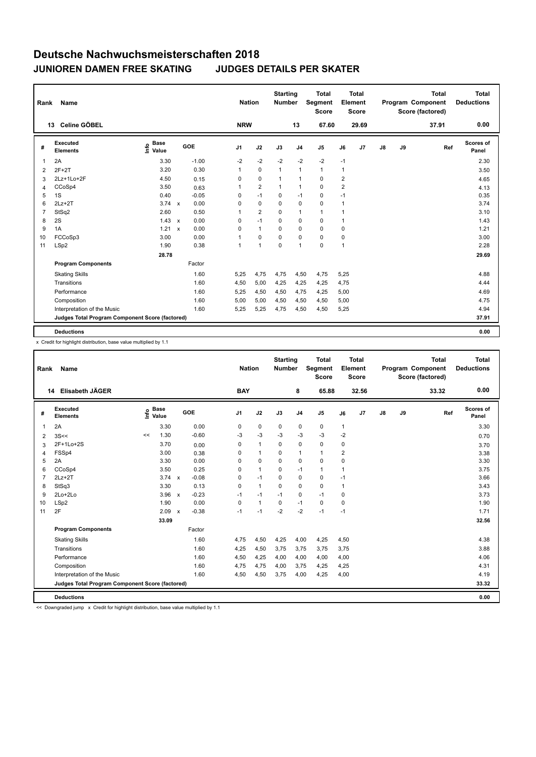# Deutsche Nachwuchsmeisterschaften 2018

## JUNIOREN DAMEN FREE SKATING JUDGES DETAILS PER SKATER

| Rank | Name | Nation | Starting Number | Total Segment Score | Total Element Score | Total Program Component Score (factored) | Total Deductions |
|---|---|---|---|---|---|---|---|
| 13 | Celine GÖBEL | NRW | 13 | 67.60 | 29.69 | 37.91 | 0.00 |

| # | Executed Elements | Info | Base Value | | GOE | J1 | J2 | J3 | J4 | J5 | J6 | J7 | J8 | J9 | Ref | Scores of Panel |
|---|---|---|---|---|---|---|---|---|---|---|---|---|---|---|---|---|
| 1 | 2A | | 3.30 | | -1.00 | -2 | -2 | -2 | -2 | -2 | -1 | | | | | 2.30 |
| 2 | 2F+2T | | 3.20 | | 0.30 | 1 | 0 | 1 | 1 | 1 | 1 | | | | | 3.50 |
| 3 | 2Lz+1Lo+2F | | 4.50 | | 0.15 | 0 | 0 | 1 | 1 | 0 | 2 | | | | | 4.65 |
| 4 | CCoSp4 | | 3.50 | | 0.63 | 1 | 2 | 1 | 1 | 0 | 2 | | | | | 4.13 |
| 5 | 1S | | 0.40 | | -0.05 | 0 | -1 | 0 | -1 | 0 | -1 | | | | | 0.35 |
| 6 | 2Lz+2T | | 3.74 | x | 0.00 | 0 | 0 | 0 | 0 | 0 | 1 | | | | | 3.74 |
| 7 | StSq2 | | 2.60 | | 0.50 | 1 | 2 | 0 | 1 | 1 | 1 | | | | | 3.10 |
| 8 | 2S | | 1.43 | x | 0.00 | 0 | -1 | 0 | 0 | 0 | 1 | | | | | 1.43 |
| 9 | 1A | | 1.21 | x | 0.00 | 0 | 1 | 0 | 0 | 0 | 0 | | | | | 1.21 |
| 10 | FCCoSp3 | | 3.00 | | 0.00 | 1 | 0 | 0 | 0 | 0 | 0 | | | | | 3.00 |
| 11 | LSp2 | | 1.90 | | 0.38 | 1 | 1 | 0 | 1 | 0 | 1 | | | | | 2.28 |
| | | | 28.78 | | | | | | | | | | | | | 29.69 |
| | **Program Components** | | | | Factor | | | | | | | | | | | |
| | Skating Skills | | | | 1.60 | 5,25 | 4,75 | 4,75 | 4,50 | 4,75 | 5,25 | | | | | 4.88 |
| | Transitions | | | | 1.60 | 4,50 | 5,00 | 4,25 | 4,25 | 4,25 | 4,75 | | | | | 4.44 |
| | Performance | | | | 1.60 | 5,25 | 4,50 | 4,50 | 4,75 | 4,25 | 5,00 | | | | | 4.69 |
| | Composition | | | | 1.60 | 5,00 | 5,00 | 4,50 | 4,50 | 4,50 | 5,00 | | | | | 4.75 |
| | Interpretation of the Music | | | | 1.60 | 5,25 | 5,25 | 4,75 | 4,50 | 4,50 | 5,25 | | | | | 4.94 |
| | Judges Total Program Component Score (factored) | | | | | | | | | | | | | | | 37.91 |
| | **Deductions** | | | | | | | | | | | | | | | 0.00 |

x Credit for highlight distribution, base value multiplied by 1.1

| Rank | Name | Nation | Starting Number | Total Segment Score | Total Element Score | Total Program Component Score (factored) | Total Deductions |
|---|---|---|---|---|---|---|---|
| 14 | Elisabeth JÄGER | BAY | 8 | 65.88 | 32.56 | 33.32 | 0.00 |

| # | Executed Elements | Info | Base Value | | GOE | J1 | J2 | J3 | J4 | J5 | J6 | J7 | J8 | J9 | Ref | Scores of Panel |
|---|---|---|---|---|---|---|---|---|---|---|---|---|---|---|---|---|
| 1 | 2A | | 3.30 | | 0.00 | 0 | 0 | 0 | 0 | 0 | 1 | | | | | 3.30 |
| 2 | 3S<< | << | 1.30 | | -0.60 | -3 | -3 | -3 | -3 | -3 | -2 | | | | | 0.70 |
| 3 | 2F+1Lo+2S | | 3.70 | | 0.00 | 0 | 1 | 0 | 0 | 0 | 0 | | | | | 3.70 |
| 4 | FSSp4 | | 3.00 | | 0.38 | 0 | 1 | 0 | 1 | 1 | 2 | | | | | 3.38 |
| 5 | 2A | | 3.30 | | 0.00 | 0 | 0 | 0 | 0 | 0 | 0 | | | | | 3.30 |
| 6 | CCoSp4 | | 3.50 | | 0.25 | 0 | 1 | 0 | -1 | 1 | 1 | | | | | 3.75 |
| 7 | 2Lz+2T | | 3.74 | x | -0.08 | 0 | -1 | 0 | 0 | 0 | -1 | | | | | 3.66 |
| 8 | StSq3 | | 3.30 | | 0.13 | 0 | 1 | 0 | 0 | 0 | 1 | | | | | 3.43 |
| 9 | 2Lo+2Lo | | 3.96 | x | -0.23 | -1 | -1 | -1 | 0 | -1 | 0 | | | | | 3.73 |
| 10 | LSp2 | | 1.90 | | 0.00 | 0 | 1 | 0 | -1 | 0 | 0 | | | | | 1.90 |
| 11 | 2F | | 2.09 | x | -0.38 | -1 | -1 | -2 | -2 | -1 | -1 | | | | | 1.71 |
| | | | 33.09 | | | | | | | | | | | | | 32.56 |
| | **Program Components** | | | | Factor | | | | | | | | | | | |
| | Skating Skills | | | | 1.60 | 4,75 | 4,50 | 4,25 | 4,00 | 4,25 | 4,50 | | | | | 4.38 |
| | Transitions | | | | 1.60 | 4,25 | 4,50 | 3,75 | 3,75 | 3,75 | 3,75 | | | | | 3.88 |
| | Performance | | | | 1.60 | 4,50 | 4,25 | 4,00 | 4,00 | 4,00 | 4,00 | | | | | 4.06 |
| | Composition | | | | 1.60 | 4,75 | 4,75 | 4,00 | 3,75 | 4,25 | 4,25 | | | | | 4.31 |
| | Interpretation of the Music | | | | 1.60 | 4,50 | 4,50 | 3,75 | 4,00 | 4,25 | 4,00 | | | | | 4.19 |
| | Judges Total Program Component Score (factored) | | | | | | | | | | | | | | | 33.32 |
| | **Deductions** | | | | | | | | | | | | | | | 0.00 |

<< Downgraded jump x Credit for highlight distribution, base value multiplied by 1.1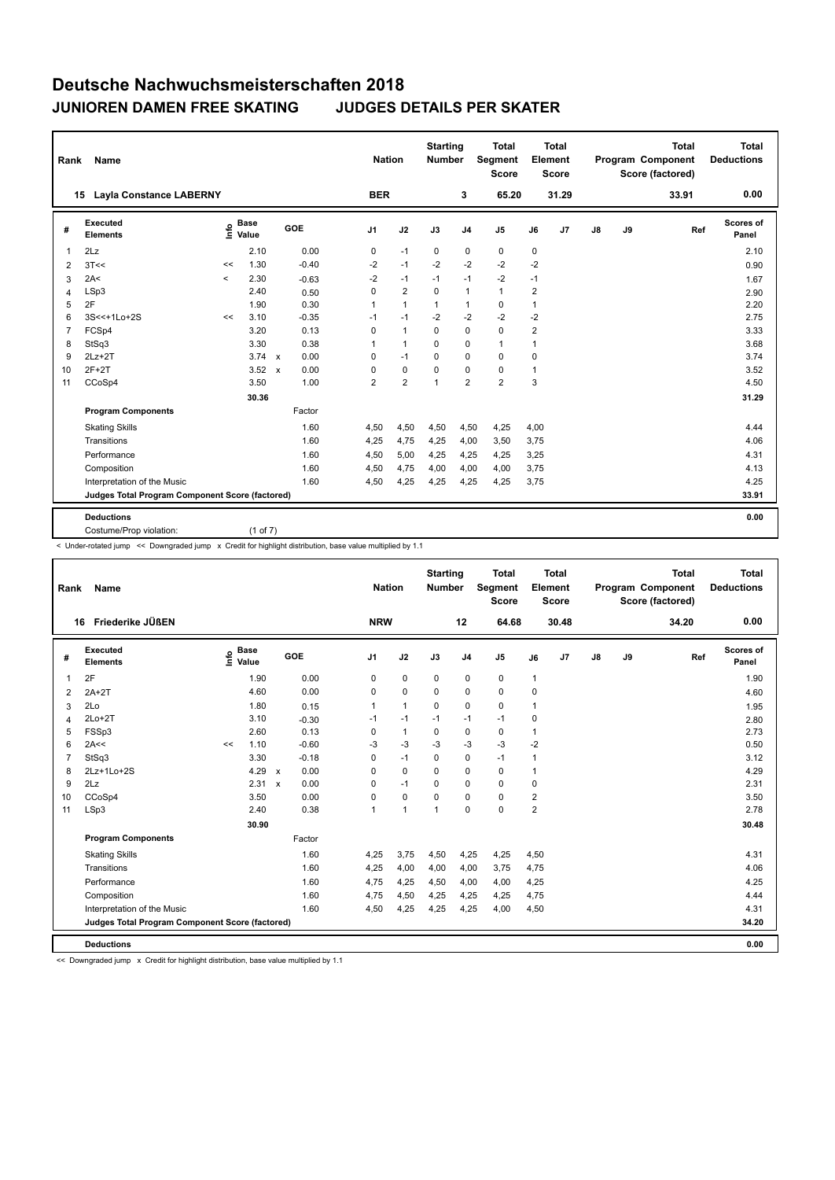# Deutsche Nachwuchsmeisterschaften 2018

## JUNIOREN DAMEN FREE SKATING — JUDGES DETAILS PER SKATER

| Rank | Name | Nation | Starting Number | Total Segment Score | Total Element Score | Total Program Component Score (factored) | Total Deductions |
|---|---|---|---|---|---|---|---|
| 15 | Layla Constance LABERNY | BER | 3 | 65.20 | 31.29 | 33.91 | 0.00 |

| # | Executed Elements | Info | Base Value | | GOE | J1 | J2 | J3 | J4 | J5 | J6 | J7 | J8 | J9 | Ref | Scores of Panel |
|---|---|---|---|---|---|---|---|---|---|---|---|---|---|---|---|---|
| 1 | 2Lz | | 2.10 | | 0.00 | 0 | -1 | 0 | 0 | 0 | 0 | | | | | 2.10 |
| 2 | 3T<< | << | 1.30 | | -0.40 | -2 | -1 | -2 | -2 | -2 | -2 | | | | | 0.90 |
| 3 | 2A< | < | 2.30 | | -0.63 | -2 | -1 | -1 | -1 | -2 | -1 | | | | | 1.67 |
| 4 | LSp3 | | 2.40 | | 0.50 | 0 | 2 | 0 | 1 | 1 | 2 | | | | | 2.90 |
| 5 | 2F | | 1.90 | | 0.30 | 1 | 1 | 1 | 1 | 0 | 1 | | | | | 2.20 |
| 6 | 3S<<+1Lo+2S | << | 3.10 | | -0.35 | -1 | -1 | -2 | -2 | -2 | -2 | | | | | 2.75 |
| 7 | FCSp4 | | 3.20 | | 0.13 | 0 | 1 | 0 | 0 | 0 | 2 | | | | | 3.33 |
| 8 | StSq3 | | 3.30 | | 0.38 | 1 | 1 | 0 | 0 | 1 | 1 | | | | | 3.68 |
| 9 | 2Lz+2T | | 3.74 | x | 0.00 | 0 | -1 | 0 | 0 | 0 | 0 | | | | | 3.74 |
| 10 | 2F+2T | | 3.52 | x | 0.00 | 0 | 0 | 0 | 0 | 0 | 1 | | | | | 3.52 |
| 11 | CCoSp4 | | 3.50 | | 1.00 | 2 | 2 | 1 | 2 | 2 | 3 | | | | | 4.50 |
| | | | 30.36 | | | | | | | | | | | | | 31.29 |
| | **Program Components** | | | | Factor | | | | | | | | | | | |
| | Skating Skills | | | | 1.60 | 4,50 | 4,50 | 4,50 | 4,50 | 4,25 | 4,00 | | | | | 4.44 |
| | Transitions | | | | 1.60 | 4,25 | 4,75 | 4,25 | 4,00 | 3,50 | 3,75 | | | | | 4.06 |
| | Performance | | | | 1.60 | 4,50 | 5,00 | 4,25 | 4,25 | 4,25 | 3,25 | | | | | 4.31 |
| | Composition | | | | 1.60 | 4,50 | 4,75 | 4,00 | 4,00 | 4,00 | 3,75 | | | | | 4.13 |
| | Interpretation of the Music | | | | 1.60 | 4,50 | 4,25 | 4,25 | 4,25 | 4,25 | 3,75 | | | | | 4.25 |
| | **Judges Total Program Component Score (factored)** | | | | | | | | | | | | | | | 33.91 |
| | **Deductions** | | | | | | | | | | | | | | | 0.00 |
| | Costume/Prop violation: | | (1 of 7) | | | | | | | | | | | | | |

< Under-rotated jump << Downgraded jump x Credit for highlight distribution, base value multiplied by 1.1

| Rank | Name | Nation | Starting Number | Total Segment Score | Total Element Score | Total Program Component Score (factored) | Total Deductions |
|---|---|---|---|---|---|---|---|
| 16 | Friederike JÜßEN | NRW | 12 | 64.68 | 30.48 | 34.20 | 0.00 |

| # | Executed Elements | Info | Base Value | | GOE | J1 | J2 | J3 | J4 | J5 | J6 | J7 | J8 | J9 | Ref | Scores of Panel |
|---|---|---|---|---|---|---|---|---|---|---|---|---|---|---|---|---|
| 1 | 2F | | 1.90 | | 0.00 | 0 | 0 | 0 | 0 | 0 | 1 | | | | | 1.90 |
| 2 | 2A+2T | | 4.60 | | 0.00 | 0 | 0 | 0 | 0 | 0 | 0 | | | | | 4.60 |
| 3 | 2Lo | | 1.80 | | 0.15 | 1 | 1 | 0 | 0 | 0 | 1 | | | | | 1.95 |
| 4 | 2Lo+2T | | 3.10 | | -0.30 | -1 | -1 | -1 | -1 | -1 | 0 | | | | | 2.80 |
| 5 | FSSp3 | | 2.60 | | 0.13 | 0 | 1 | 0 | 0 | 0 | 1 | | | | | 2.73 |
| 6 | 2A<< | << | 1.10 | | -0.60 | -3 | -3 | -3 | -3 | -3 | -2 | | | | | 0.50 |
| 7 | StSq3 | | 3.30 | | -0.18 | 0 | -1 | 0 | 0 | -1 | 1 | | | | | 3.12 |
| 8 | 2Lz+1Lo+2S | | 4.29 | x | 0.00 | 0 | 0 | 0 | 0 | 0 | 1 | | | | | 4.29 |
| 9 | 2Lz | | 2.31 | x | 0.00 | 0 | -1 | 0 | 0 | 0 | 0 | | | | | 2.31 |
| 10 | CCoSp4 | | 3.50 | | 0.00 | 0 | 0 | 0 | 0 | 0 | 2 | | | | | 3.50 |
| 11 | LSp3 | | 2.40 | | 0.38 | 1 | 1 | 1 | 0 | 0 | 2 | | | | | 2.78 |
| | | | 30.90 | | | | | | | | | | | | | 30.48 |
| | **Program Components** | | | | Factor | | | | | | | | | | | |
| | Skating Skills | | | | 1.60 | 4,25 | 3,75 | 4,50 | 4,25 | 4,25 | 4,50 | | | | | 4.31 |
| | Transitions | | | | 1.60 | 4,25 | 4,00 | 4,00 | 4,00 | 3,75 | 4,75 | | | | | 4.06 |
| | Performance | | | | 1.60 | 4,75 | 4,25 | 4,50 | 4,00 | 4,00 | 4,25 | | | | | 4.25 |
| | Composition | | | | 1.60 | 4,75 | 4,50 | 4,25 | 4,25 | 4,25 | 4,75 | | | | | 4.44 |
| | Interpretation of the Music | | | | 1.60 | 4,50 | 4,25 | 4,25 | 4,25 | 4,00 | 4,50 | | | | | 4.31 |
| | **Judges Total Program Component Score (factored)** | | | | | | | | | | | | | | | 34.20 |
| | **Deductions** | | | | | | | | | | | | | | | 0.00 |

<< Downgraded jump x Credit for highlight distribution, base value multiplied by 1.1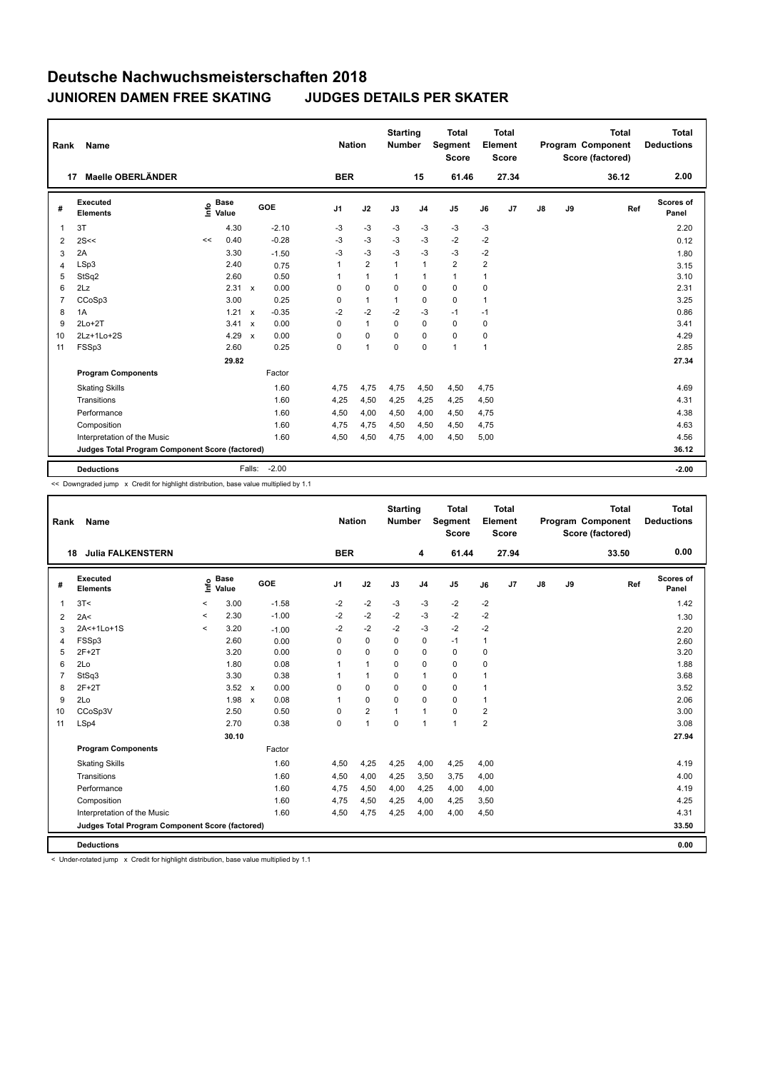# Deutsche Nachwuchsmeisterschaften 2018

## JUNIOREN DAMEN FREE SKATING    JUDGES DETAILS PER SKATER

| Rank | Name | Nation | Starting Number | Total Segment Score | Total Element Score | Total Program Component Score (factored) | Total Deductions |
|---|---|---|---|---|---|---|---|
| 17 | Maelle OBERLÄNDER | BER | 15 | 61.46 | 27.34 | 36.12 | 2.00 |

| # | Executed Elements | Info | Base Value | | GOE | J1 | J2 | J3 | J4 | J5 | J6 | J7 | J8 | J9 | Ref | Scores of Panel |
|---|---|---|---|---|---|---|---|---|---|---|---|---|---|---|---|---|
| 1 | 3T | | 4.30 | | -2.10 | -3 | -3 | -3 | -3 | -3 | -3 | | | | | 2.20 |
| 2 | 2S<< | << | 0.40 | | -0.28 | -3 | -3 | -3 | -3 | -2 | -2 | | | | | 0.12 |
| 3 | 2A | | 3.30 | | -1.50 | -3 | -3 | -3 | -3 | -3 | -2 | | | | | 1.80 |
| 4 | LSp3 | | 2.40 | | 0.75 | 1 | 2 | 1 | 1 | 2 | 2 | | | | | 3.15 |
| 5 | StSq2 | | 2.60 | | 0.50 | 1 | 1 | 1 | 1 | 1 | 1 | | | | | 3.10 |
| 6 | 2Lz | | 2.31 | x | 0.00 | 0 | 0 | 0 | 0 | 0 | 0 | | | | | 2.31 |
| 7 | CCoSp3 | | 3.00 | | 0.25 | 0 | 1 | 1 | 0 | 0 | 1 | | | | | 3.25 |
| 8 | 1A | | 1.21 | x | -0.35 | -2 | -2 | -2 | -3 | -1 | -1 | | | | | 0.86 |
| 9 | 2Lo+2T | | 3.41 | x | 0.00 | 0 | 1 | 0 | 0 | 0 | 0 | | | | | 3.41 |
| 10 | 2Lz+1Lo+2S | | 4.29 | x | 0.00 | 0 | 0 | 0 | 0 | 0 | 0 | | | | | 4.29 |
| 11 | FSSp3 | | 2.60 | | 0.25 | 0 | 1 | 0 | 0 | 1 | 1 | | | | | 2.85 |
| | | | 29.82 | | | | | | | | | | | | | 27.34 |
| | **Program Components** | | | | Factor | | | | | | | | | | | |
| | Skating Skills | | | | 1.60 | 4,75 | 4,75 | 4,75 | 4,50 | 4,50 | 4,75 | | | | | 4.69 |
| | Transitions | | | | 1.60 | 4,25 | 4,50 | 4,25 | 4,25 | 4,25 | 4,50 | | | | | 4.31 |
| | Performance | | | | 1.60 | 4,50 | 4,00 | 4,50 | 4,00 | 4,50 | 4,75 | | | | | 4.38 |
| | Composition | | | | 1.60 | 4,75 | 4,75 | 4,50 | 4,50 | 4,50 | 4,75 | | | | | 4.63 |
| | Interpretation of the Music | | | | 1.60 | 4,50 | 4,50 | 4,75 | 4,00 | 4,50 | 5,00 | | | | | 4.56 |
| | **Judges Total Program Component Score (factored)** | | | | | | | | | | | | | | | 36.12 |
| | **Deductions** | | Falls: | | -2.00 | | | | | | | | | | | -2.00 |

<< Downgraded jump x Credit for highlight distribution, base value multiplied by 1.1

| Rank | Name | Nation | Starting Number | Total Segment Score | Total Element Score | Total Program Component Score (factored) | Total Deductions |
|---|---|---|---|---|---|---|---|
| 18 | Julia FALKENSTERN | BER | 4 | 61.44 | 27.94 | 33.50 | 0.00 |

| # | Executed Elements | Info | Base Value | | GOE | J1 | J2 | J3 | J4 | J5 | J6 | J7 | J8 | J9 | Ref | Scores of Panel |
|---|---|---|---|---|---|---|---|---|---|---|---|---|---|---|---|---|
| 1 | 3T< | < | 3.00 | | -1.58 | -2 | -2 | -3 | -3 | -2 | -2 | | | | | 1.42 |
| 2 | 2A< | < | 2.30 | | -1.00 | -2 | -2 | -2 | -3 | -2 | -2 | | | | | 1.30 |
| 3 | 2A<+1Lo+1S | < | 3.20 | | -1.00 | -2 | -2 | -2 | -3 | -2 | -2 | | | | | 2.20 |
| 4 | FSSp3 | | 2.60 | | 0.00 | 0 | 0 | 0 | 0 | -1 | 1 | | | | | 2.60 |
| 5 | 2F+2T | | 3.20 | | 0.00 | 0 | 0 | 0 | 0 | 0 | 0 | | | | | 3.20 |
| 6 | 2Lo | | 1.80 | | 0.08 | 1 | 1 | 0 | 0 | 0 | 0 | | | | | 1.88 |
| 7 | StSq3 | | 3.30 | | 0.38 | 1 | 1 | 0 | 1 | 0 | 1 | | | | | 3.68 |
| 8 | 2F+2T | | 3.52 | x | 0.00 | 0 | 0 | 0 | 0 | 0 | 1 | | | | | 3.52 |
| 9 | 2Lo | | 1.98 | x | 0.08 | 1 | 0 | 0 | 0 | 0 | 1 | | | | | 2.06 |
| 10 | CCoSp3V | | 2.50 | | 0.50 | 0 | 2 | 1 | 1 | 0 | 2 | | | | | 3.00 |
| 11 | LSp4 | | 2.70 | | 0.38 | 0 | 1 | 0 | 1 | 1 | 2 | | | | | 3.08 |
| | | | 30.10 | | | | | | | | | | | | | 27.94 |
| | **Program Components** | | | | Factor | | | | | | | | | | | |
| | Skating Skills | | | | 1.60 | 4,50 | 4,25 | 4,25 | 4,00 | 4,25 | 4,00 | | | | | 4.19 |
| | Transitions | | | | 1.60 | 4,50 | 4,00 | 4,25 | 3,50 | 3,75 | 4,00 | | | | | 4.00 |
| | Performance | | | | 1.60 | 4,75 | 4,50 | 4,00 | 4,25 | 4,00 | 4,00 | | | | | 4.19 |
| | Composition | | | | 1.60 | 4,75 | 4,50 | 4,25 | 4,00 | 4,25 | 3,50 | | | | | 4.25 |
| | Interpretation of the Music | | | | 1.60 | 4,50 | 4,75 | 4,25 | 4,00 | 4,00 | 4,50 | | | | | 4.31 |
| | **Judges Total Program Component Score (factored)** | | | | | | | | | | | | | | | 33.50 |
| | **Deductions** | | | | | | | | | | | | | | | 0.00 |

< Under-rotated jump x Credit for highlight distribution, base value multiplied by 1.1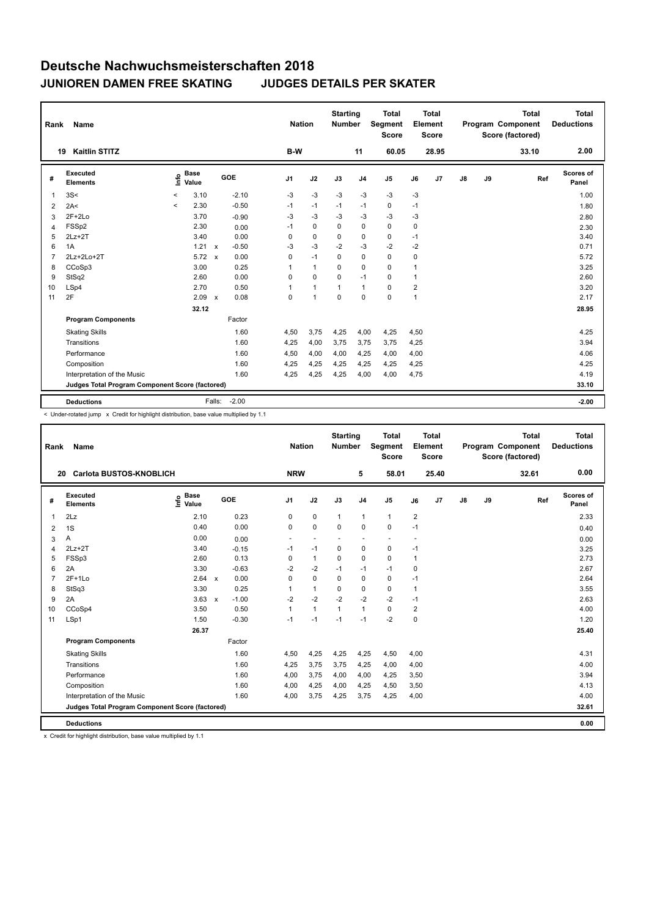# Deutsche Nachwuchsmeisterschaften 2018

## JUNIOREN DAMEN FREE SKATING JUDGES DETAILS PER SKATER

| Rank | Name | Nation | Starting Number | Total Segment Score | Total Element Score | Total Program Component Score (factored) | Total Deductions |
|---|---|---|---|---|---|---|---|
| 19 | Kaitlin STITZ | B-W | 11 | 60.05 | 28.95 | 33.10 | 2.00 |

| # | Executed Elements | Info | Base Value | | GOE | J1 | J2 | J3 | J4 | J5 | J6 | J7 | J8 | J9 | Ref | Scores of Panel |
|---|---|---|---|---|---|---|---|---|---|---|---|---|---|---|---|---|
| 1 | 3S< | < | 3.10 | | -2.10 | -3 | -3 | -3 | -3 | -3 | -3 | | | | | 1.00 |
| 2 | 2A< | < | 2.30 | | -0.50 | -1 | -1 | -1 | -1 | 0 | -1 | | | | | 1.80 |
| 3 | 2F+2Lo | | 3.70 | | -0.90 | -3 | -3 | -3 | -3 | -3 | -3 | | | | | 2.80 |
| 4 | FSSp2 | | 2.30 | | 0.00 | -1 | 0 | 0 | 0 | 0 | 0 | | | | | 2.30 |
| 5 | 2Lz+2T | | 3.40 | | 0.00 | 0 | 0 | 0 | 0 | 0 | -1 | | | | | 3.40 |
| 6 | 1A | | 1.21 | x | -0.50 | -3 | -3 | -2 | -3 | -2 | -2 | | | | | 0.71 |
| 7 | 2Lz+2Lo+2T | | 5.72 | x | 0.00 | 0 | -1 | 0 | 0 | 0 | 0 | | | | | 5.72 |
| 8 | CCoSp3 | | 3.00 | | 0.25 | 1 | 1 | 0 | 0 | 0 | 1 | | | | | 3.25 |
| 9 | StSq2 | | 2.60 | | 0.00 | 0 | 0 | 0 | -1 | 0 | 1 | | | | | 2.60 |
| 10 | LSp4 | | 2.70 | | 0.50 | 1 | 1 | 1 | 1 | 0 | 2 | | | | | 3.20 |
| 11 | 2F | | 2.09 | x | 0.08 | 0 | 1 | 0 | 0 | 0 | 1 | | | | | 2.17 |
| | | | 32.12 | | | | | | | | | | | | | 28.95 |
| | **Program Components** | | | | Factor | | | | | | | | | | | |
| | Skating Skills | | | | 1.60 | 4,50 | 3,75 | 4,25 | 4,00 | 4,25 | 4,50 | | | | | 4.25 |
| | Transitions | | | | 1.60 | 4,25 | 4,00 | 3,75 | 3,75 | 3,75 | 4,25 | | | | | 3.94 |
| | Performance | | | | 1.60 | 4,50 | 4,00 | 4,00 | 4,25 | 4,00 | 4,00 | | | | | 4.06 |
| | Composition | | | | 1.60 | 4,25 | 4,25 | 4,25 | 4,25 | 4,25 | 4,25 | | | | | 4.25 |
| | Interpretation of the Music | | | | 1.60 | 4,25 | 4,25 | 4,25 | 4,00 | 4,00 | 4,75 | | | | | 4.19 |
| | **Judges Total Program Component Score (factored)** | | | | | | | | | | | | | | | 33.10 |
| | **Deductions** | | | Falls: | -2.00 | | | | | | | | | | | -2.00 |

< Under-rotated jump x Credit for highlight distribution, base value multiplied by 1.1

| Rank | Name | Nation | Starting Number | Total Segment Score | Total Element Score | Total Program Component Score (factored) | Total Deductions |
|---|---|---|---|---|---|---|---|
| 20 | Carlota BUSTOS-KNOBLICH | NRW | 5 | 58.01 | 25.40 | 32.61 | 0.00 |

| # | Executed Elements | Info | Base Value | | GOE | J1 | J2 | J3 | J4 | J5 | J6 | J7 | J8 | J9 | Ref | Scores of Panel |
|---|---|---|---|---|---|---|---|---|---|---|---|---|---|---|---|---|
| 1 | 2Lz | | 2.10 | | 0.23 | 0 | 0 | 1 | 1 | 1 | 2 | | | | | 2.33 |
| 2 | 1S | | 0.40 | | 0.00 | 0 | 0 | 0 | 0 | 0 | -1 | | | | | 0.40 |
| 3 | A | | 0.00 | | 0.00 | - | - | - | - | - | - | | | | | 0.00 |
| 4 | 2Lz+2T | | 3.40 | | -0.15 | -1 | -1 | 0 | 0 | 0 | -1 | | | | | 3.25 |
| 5 | FSSp3 | | 2.60 | | 0.13 | 0 | 1 | 0 | 0 | 0 | 1 | | | | | 2.73 |
| 6 | 2A | | 3.30 | | -0.63 | -2 | -2 | -1 | -1 | -1 | 0 | | | | | 2.67 |
| 7 | 2F+1Lo | | 2.64 | x | 0.00 | 0 | 0 | 0 | 0 | 0 | -1 | | | | | 2.64 |
| 8 | StSq3 | | 3.30 | | 0.25 | 1 | 1 | 0 | 0 | 0 | 1 | | | | | 3.55 |
| 9 | 2A | | 3.63 | x | -1.00 | -2 | -2 | -2 | -2 | -2 | -1 | | | | | 2.63 |
| 10 | CCoSp4 | | 3.50 | | 0.50 | 1 | 1 | 1 | 1 | 0 | 2 | | | | | 4.00 |
| 11 | LSp1 | | 1.50 | | -0.30 | -1 | -1 | -1 | -1 | -2 | 0 | | | | | 1.20 |
| | | | 26.37 | | | | | | | | | | | | | 25.40 |
| | **Program Components** | | | | Factor | | | | | | | | | | | |
| | Skating Skills | | | | 1.60 | 4,50 | 4,25 | 4,25 | 4,25 | 4,50 | 4,00 | | | | | 4.31 |
| | Transitions | | | | 1.60 | 4,25 | 3,75 | 3,75 | 4,25 | 4,00 | 4,00 | | | | | 4.00 |
| | Performance | | | | 1.60 | 4,00 | 3,75 | 4,00 | 4,00 | 4,25 | 3,50 | | | | | 3.94 |
| | Composition | | | | 1.60 | 4,00 | 4,25 | 4,00 | 4,25 | 4,50 | 3,50 | | | | | 4.13 |
| | Interpretation of the Music | | | | 1.60 | 4,00 | 3,75 | 4,25 | 3,75 | 4,25 | 4,00 | | | | | 4.00 |
| | **Judges Total Program Component Score (factored)** | | | | | | | | | | | | | | | 32.61 |
| | **Deductions** | | | | | | | | | | | | | | | 0.00 |

x Credit for highlight distribution, base value multiplied by 1.1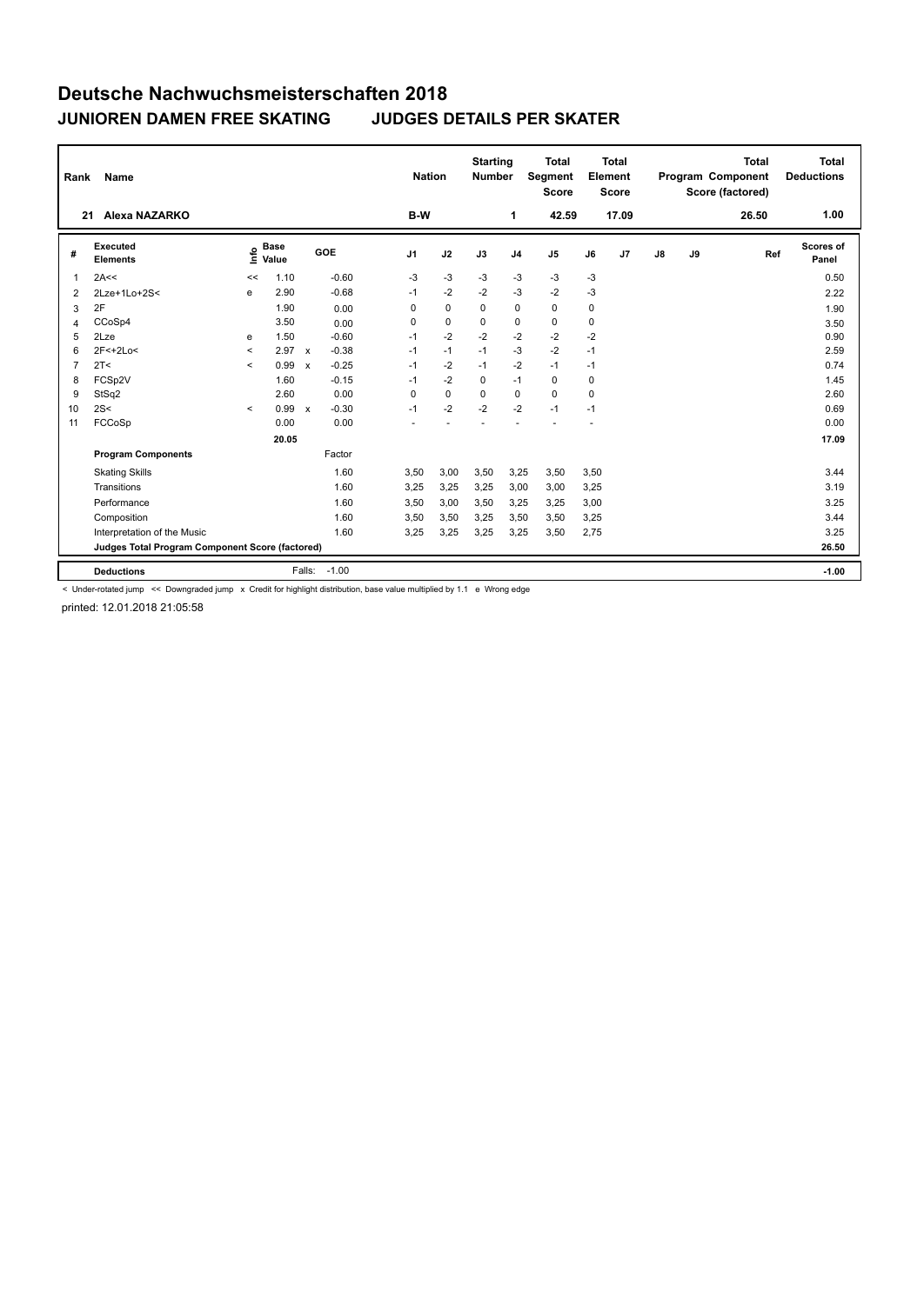# Deutsche Nachwuchsmeisterschaften 2018

## JUNIOREN DAMEN FREE SKATING JUDGES DETAILS PER SKATER

| Rank | Name | Nation | Starting Number | Total Segment Score | Total Element Score | Total Program Component Score (factored) | Total Deductions |
|---|---|---|---|---|---|---|---|
| 21 | Alexa NAZARKO | B-W | 1 | 42.59 | 17.09 | 26.50 | 1.00 |

| # | Executed Elements | Info | Base Value | | GOE | J1 | J2 | J3 | J4 | J5 | J6 | J7 | J8 | J9 | Ref | Scores of Panel |
|---|---|---|---|---|---|---|---|---|---|---|---|---|---|---|---|---|
| 1 | 2A<< | << | 1.10 | | -0.60 | -3 | -3 | -3 | -3 | -3 | -3 | | | | | 0.50 |
| 2 | 2Lze+1Lo+2S< | e | 2.90 | | -0.68 | -1 | -2 | -2 | -3 | -2 | -3 | | | | | 2.22 |
| 3 | 2F | | 1.90 | | 0.00 | 0 | 0 | 0 | 0 | 0 | 0 | | | | | 1.90 |
| 4 | CCoSp4 | | 3.50 | | 0.00 | 0 | 0 | 0 | 0 | 0 | 0 | | | | | 3.50 |
| 5 | 2Lze | e | 1.50 | | -0.60 | -1 | -2 | -2 | -2 | -2 | -2 | | | | | 0.90 |
| 6 | 2F<+2Lo< | < | 2.97 | x | -0.38 | -1 | -1 | -1 | -3 | -2 | -1 | | | | | 2.59 |
| 7 | 2T< | < | 0.99 | x | -0.25 | -1 | -2 | -1 | -2 | -1 | -1 | | | | | 0.74 |
| 8 | FCSp2V | | 1.60 | | -0.15 | -1 | -2 | 0 | -1 | 0 | 0 | | | | | 1.45 |
| 9 | StSq2 | | 2.60 | | 0.00 | 0 | 0 | 0 | 0 | 0 | 0 | | | | | 2.60 |
| 10 | 2S< | < | 0.99 | x | -0.30 | -1 | -2 | -2 | -2 | -1 | -1 | | | | | 0.69 |
| 11 | FCCoSp | | 0.00 | | 0.00 | - | - | - | - | - | - | | | | | 0.00 |
| | | | 20.05 | | | | | | | | | | | | | 17.09 |
| | **Program Components** | | | | Factor | | | | | | | | | | | |
| | Skating Skills | | | | 1.60 | 3,50 | 3,00 | 3,50 | 3,25 | 3,50 | 3,50 | | | | | 3.44 |
| | Transitions | | | | 1.60 | 3,25 | 3,25 | 3,25 | 3,00 | 3,00 | 3,25 | | | | | 3.19 |
| | Performance | | | | 1.60 | 3,50 | 3,00 | 3,50 | 3,25 | 3,25 | 3,00 | | | | | 3.25 |
| | Composition | | | | 1.60 | 3,50 | 3,50 | 3,25 | 3,50 | 3,50 | 3,25 | | | | | 3.44 |
| | Interpretation of the Music | | | | 1.60 | 3,25 | 3,25 | 3,25 | 3,25 | 3,50 | 2,75 | | | | | 3.25 |
| | **Judges Total Program Component Score (factored)** | | | | | | | | | | | | | | | 26.50 |
| | **Deductions** | | | Falls: | -1.00 | | | | | | | | | | | -1.00 |

< Under-rotated jump << Downgraded jump x Credit for highlight distribution, base value multiplied by 1.1 e Wrong edge

printed: 12.01.2018 21:05:58